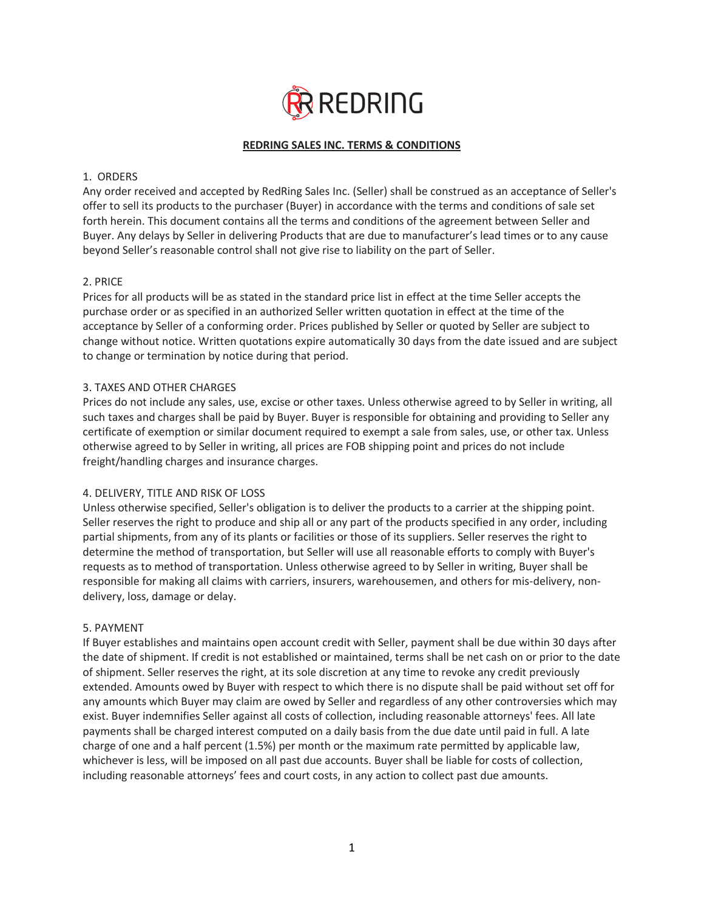REDRING

# REDRING SALES INC. TERMS & CONDITIONS

## 1. ORDERS

Any order received and accepted by RedRing Sales Inc. (Seller) shall be construed as an acceptance of Seller's offer to sell its products to the purchaser (Buyer) in accordance with the terms and conditions of sale set forth herein. This document contains all the terms and conditions of the agreement between Seller and Buyer. Any delays by Seller in delivering Products that are due to manufacturer's lead times or to any cause beyond Seller's reasonable control shall not give rise to liability on the part of Seller.

## 2. PRICE

Prices for all products will be as stated in the standard price list in effect at the time Seller accepts the purchase order or as specified in an authorized Seller written quotation in effect at the time of the acceptance by Seller of a conforming order. Prices published by Seller or quoted by Seller are subject to change without notice. Written quotations expire automatically 30 days from the date issued and are subject to change or termination by notice during that period.

## 3. TAXES AND OTHER CHARGES

Prices do not include any sales, use, excise or other taxes. Unless otherwise agreed to by Seller in writing, all such taxes and charges shall be paid by Buyer. Buyer is responsible for obtaining and providing to Seller any certificate of exemption or similar document required to exempt a sale from sales, use, or other tax. Unless otherwise agreed to by Seller in writing, all prices are FOB shipping point and prices do not include freight/handling charges and insurance charges.

## 4. DELIVERY, TITLE AND RISK OF LOSS

Unless otherwise specified, Seller's obligation is to deliver the products to a carrier at the shipping point. Seller reserves the right to produce and ship all or any part of the products specified in any order, including partial shipments, from any of its plants or facilities or those of its suppliers. Seller reserves the right to determine the method of transportation, but Seller will use all reasonable efforts to comply with Buyer's requests as to method of transportation. Unless otherwise agreed to by Seller in writing, Buyer shall be responsible for making all claims with carriers, insurers, warehousemen, and others for mis-delivery, non-delivery, loss, damage or delay.

## 5. PAYMENT

If Buyer establishes and maintains open account credit with Seller, payment shall be due within 30 days after the date of shipment. If credit is not established or maintained, terms shall be net cash on or prior to the date of shipment. Seller reserves the right, at its sole discretion at any time to revoke any credit previously extended. Amounts owed by Buyer with respect to which there is no dispute shall be paid without set off for any amounts which Buyer may claim are owed by Seller and regardless of any other controversies which may exist. Buyer indemnifies Seller against all costs of collection, including reasonable attorneys' fees. All late payments shall be charged interest computed on a daily basis from the due date until paid in full. A late charge of one and a half percent (1.5%) per month or the maximum rate permitted by applicable law, whichever is less, will be imposed on all past due accounts. Buyer shall be liable for costs of collection, including reasonable attorneys' fees and court costs, in any action to collect past due amounts.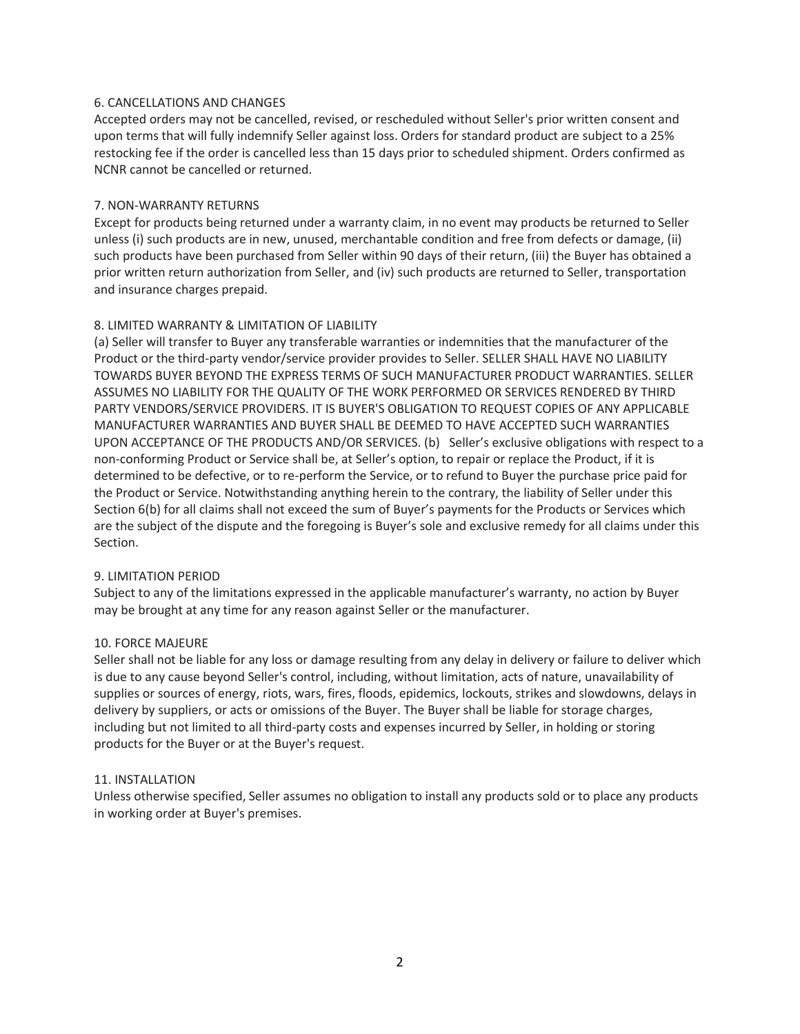### 6. CANCELLATIONS AND CHANGES

Accepted orders may not be cancelled, revised, or rescheduled without Seller's prior written consent and upon terms that will fully indemnify Seller against loss. Orders for standard product are subject to a 25% restocking fee if the order is cancelled less than 15 days prior to scheduled shipment. Orders confirmed as NCNR cannot be cancelled or returned.

### 7. NON-WARRANTY RETURNS

Except for products being returned under a warranty claim, in no event may products be returned to Seller unless (i) such products are in new, unused, merchantable condition and free from defects or damage, (ii) such products have been purchased from Seller within 90 days of their return, (iii) the Buyer has obtained a prior written return authorization from Seller, and (iv) such products are returned to Seller, transportation and insurance charges prepaid.

### 8. LIMITED WARRANTY & LIMITATION OF LIABILITY

(a) Seller will transfer to Buyer any transferable warranties or indemnities that the manufacturer of the Product or the third-party vendor/service provider provides to Seller. SELLER SHALL HAVE NO LIABILITY TOWARDS BUYER BEYOND THE EXPRESS TERMS OF SUCH MANUFACTURER PRODUCT WARRANTIES. SELLER ASSUMES NO LIABILITY FOR THE QUALITY OF THE WORK PERFORMED OR SERVICES RENDERED BY THIRD PARTY VENDORS/SERVICE PROVIDERS. IT IS BUYER'S OBLIGATION TO REQUEST COPIES OF ANY APPLICABLE MANUFACTURER WARRANTIES AND BUYER SHALL BE DEEMED TO HAVE ACCEPTED SUCH WARRANTIES UPON ACCEPTANCE OF THE PRODUCTS AND/OR SERVICES. (b) Seller's exclusive obligations with respect to a non-conforming Product or Service shall be, at Seller's option, to repair or replace the Product, if it is determined to be defective, or to re-perform the Service, or to refund to Buyer the purchase price paid for the Product or Service. Notwithstanding anything herein to the contrary, the liability of Seller under this Section 6(b) for all claims shall not exceed the sum of Buyer's payments for the Products or Services which are the subject of the dispute and the foregoing is Buyer's sole and exclusive remedy for all claims under this Section.

### 9. LIMITATION PERIOD

Subject to any of the limitations expressed in the applicable manufacturer's warranty, no action by Buyer may be brought at any time for any reason against Seller or the manufacturer.

### 10. FORCE MAJEURE

Seller shall not be liable for any loss or damage resulting from any delay in delivery or failure to deliver which is due to any cause beyond Seller's control, including, without limitation, acts of nature, unavailability of supplies or sources of energy, riots, wars, fires, floods, epidemics, lockouts, strikes and slowdowns, delays in delivery by suppliers, or acts or omissions of the Buyer. The Buyer shall be liable for storage charges, including but not limited to all third-party costs and expenses incurred by Seller, in holding or storing products for the Buyer or at the Buyer's request.

### 11. INSTALLATION

Unless otherwise specified, Seller assumes no obligation to install any products sold or to place any products in working order at Buyer's premises.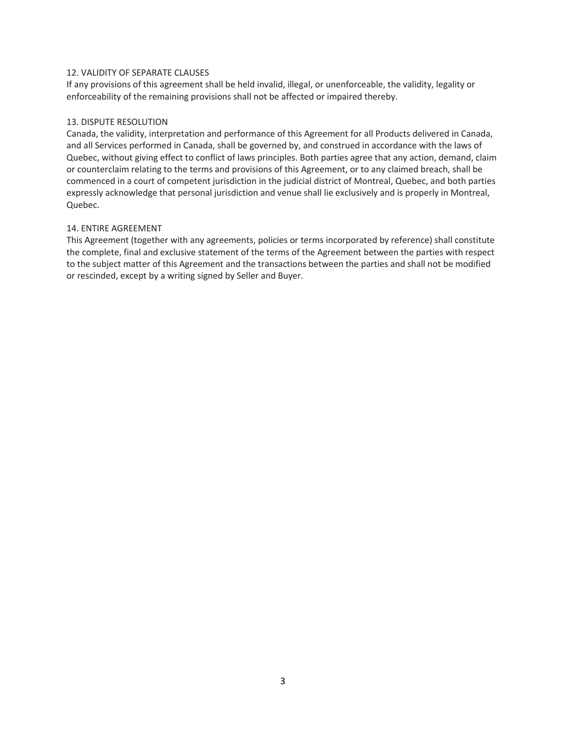## 12. VALIDITY OF SEPARATE CLAUSES

If any provisions of this agreement shall be held invalid, illegal, or unenforceable, the validity, legality or enforceability of the remaining provisions shall not be affected or impaired thereby.

## 13. DISPUTE RESOLUTION

Canada, the validity, interpretation and performance of this Agreement for all Products delivered in Canada, and all Services performed in Canada, shall be governed by, and construed in accordance with the laws of Quebec, without giving effect to conflict of laws principles. Both parties agree that any action, demand, claim or counterclaim relating to the terms and provisions of this Agreement, or to any claimed breach, shall be commenced in a court of competent jurisdiction in the judicial district of Montreal, Quebec, and both parties expressly acknowledge that personal jurisdiction and venue shall lie exclusively and is properly in Montreal, Quebec.

## 14. ENTIRE AGREEMENT

This Agreement (together with any agreements, policies or terms incorporated by reference) shall constitute the complete, final and exclusive statement of the terms of the Agreement between the parties with respect to the subject matter of this Agreement and the transactions between the parties and shall not be modified or rescinded, except by a writing signed by Seller and Buyer.